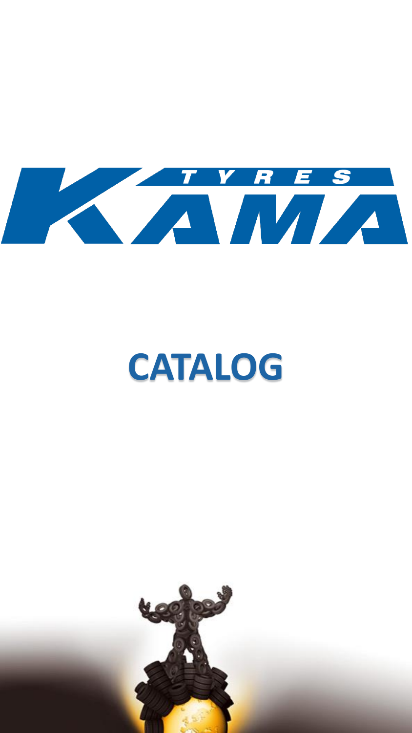# KAMA TYRES

# CATALOG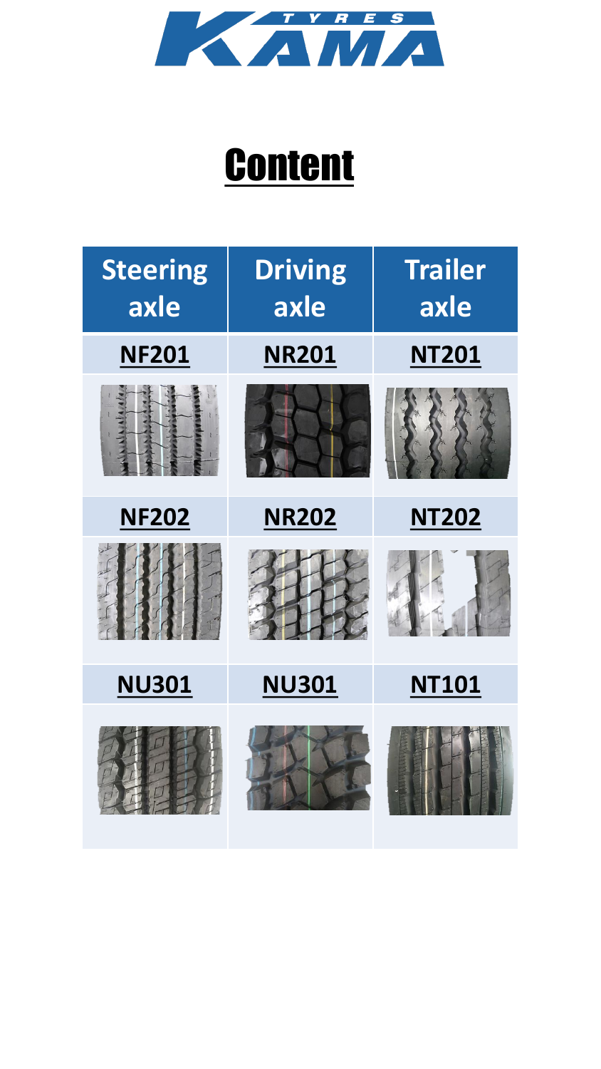# Content

| Steering axle | Driving axle | Trailer axle |
|---|---|---|
| NF201 | NR201 | NT201 |
| NF202 | NR202 | NT202 |
| NU301 | NU301 | NT101 |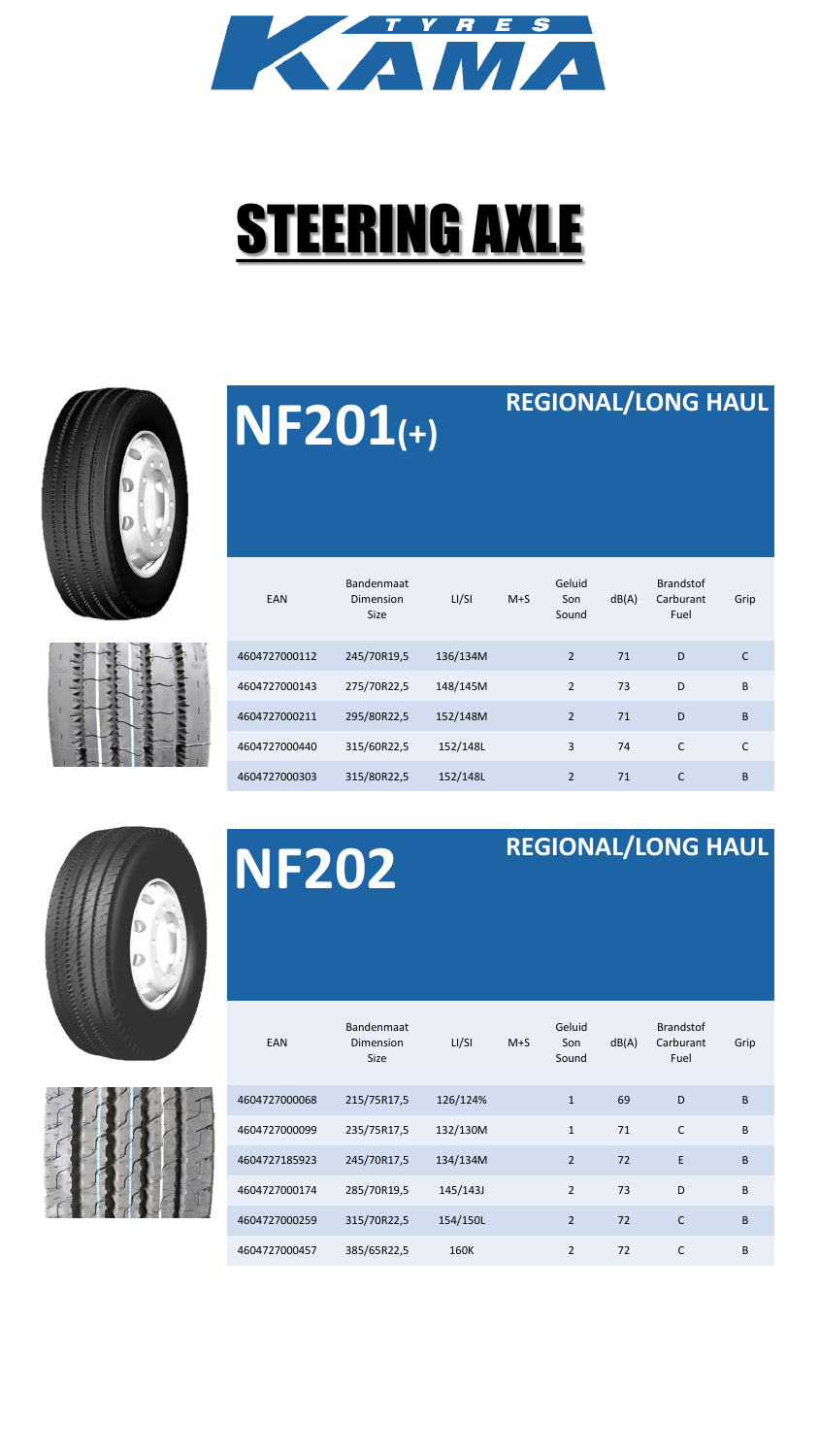# STEERING AXLE

## NF201(+)

**REGIONAL/LONG HAUL**

| EAN | Bandenmaat Dimension Size | LI/SI | M+S | Geluid Son Sound | dB(A) | Brandstof Carburant Fuel | Grip |
|---|---|---|---|---|---|---|---|
| 4604727000112 | 245/70R19,5 | 136/134M | | 2 | 71 | D | C |
| 4604727000143 | 275/70R22,5 | 148/145M | | 2 | 73 | D | B |
| 4604727000211 | 295/80R22,5 | 152/148M | | 2 | 71 | D | B |
| 4604727000440 | 315/60R22,5 | 152/148L | | 3 | 74 | C | C |
| 4604727000303 | 315/80R22,5 | 152/148L | | 2 | 71 | C | B |

## NF202

**REGIONAL/LONG HAUL**

| EAN | Bandenmaat Dimension Size | LI/SI | M+S | Geluid Son Sound | dB(A) | Brandstof Carburant Fuel | Grip |
|---|---|---|---|---|---|---|---|
| 4604727000068 | 215/75R17,5 | 126/124% | | 1 | 69 | D | B |
| 4604727000099 | 235/75R17,5 | 132/130M | | 1 | 71 | C | B |
| 4604727185923 | 245/70R17,5 | 134/134M | | 2 | 72 | E | B |
| 4604727000174 | 285/70R19,5 | 145/143J | | 2 | 73 | D | B |
| 4604727000259 | 315/70R22,5 | 154/150L | | 2 | 72 | C | B |
| 4604727000457 | 385/65R22,5 | 160K | | 2 | 72 | C | B |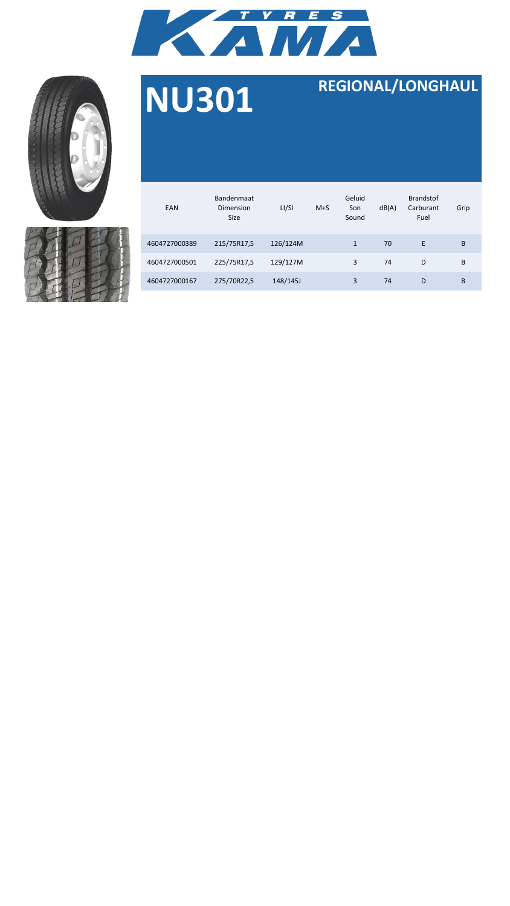KAMA TYRES

# NU301

## REGIONAL/LONGHAUL

| EAN | Bandenmaat Dimension Size | LI/SI | M+S | Geluid Son Sound | dB(A) | Brandstof Carburant Fuel | Grip |
|---|---|---|---|---|---|---|---|
| 4604727000389 | 215/75R17,5 | 126/124M | | 1 | 70 | E | B |
| 4604727000501 | 225/75R17,5 | 129/127M | | 3 | 74 | D | B |
| 4604727000167 | 275/70R22,5 | 148/145J | | 3 | 74 | D | B |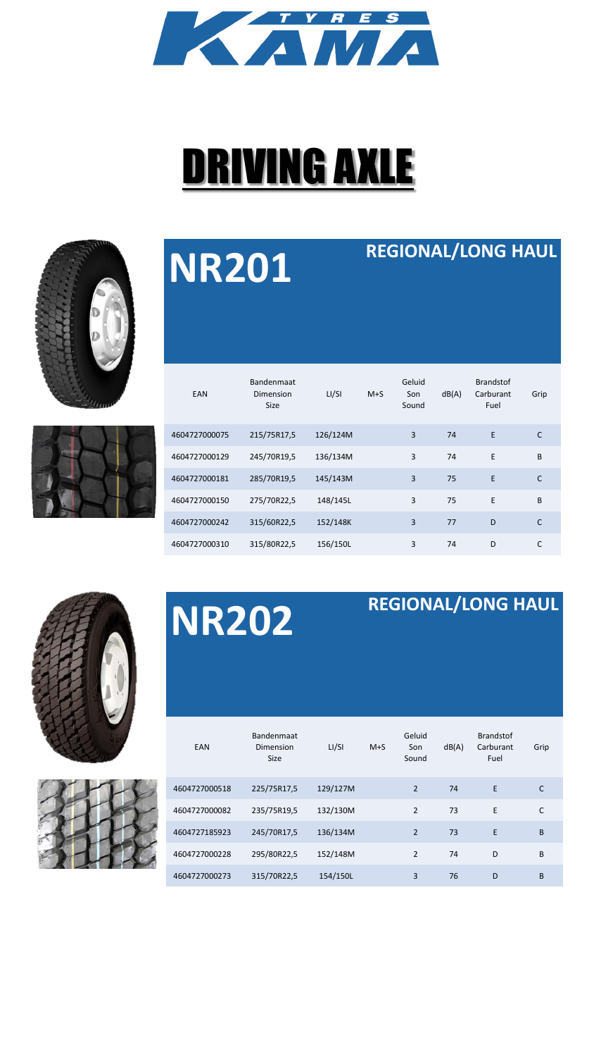KAMA TYRES

# DRIVING AXLE

## NR201

REGIONAL/LONG HAUL

| EAN | Bandenmaat Dimension Size | LI/SI | M+S | Geluid Son Sound | dB(A) | Brandstof Carburant Fuel | Grip |
|---|---|---|---|---|---|---|---|
| 4604727000075 | 215/75R17,5 | 126/124M | | 3 | 74 | E | C |
| 4604727000129 | 245/70R19,5 | 136/134M | | 3 | 74 | E | B |
| 4604727000181 | 285/70R19,5 | 145/143M | | 3 | 75 | E | C |
| 4604727000150 | 275/70R22,5 | 148/145L | | 3 | 75 | E | B |
| 4604727000242 | 315/60R22,5 | 152/148K | | 3 | 77 | D | C |
| 4604727000310 | 315/80R22,5 | 156/150L | | 3 | 74 | D | C |

## NR202

REGIONAL/LONG HAUL

| EAN | Bandenmaat Dimension Size | LI/SI | M+S | Geluid Son Sound | dB(A) | Brandstof Carburant Fuel | Grip |
|---|---|---|---|---|---|---|---|
| 4604727000518 | 225/75R17,5 | 129/127M | | 2 | 74 | E | C |
| 4604727000082 | 235/75R19,5 | 132/130M | | 2 | 73 | E | C |
| 4604727185923 | 245/70R17,5 | 136/134M | | 2 | 73 | E | B |
| 4604727000228 | 295/80R22,5 | 152/148M | | 2 | 74 | D | B |
| 4604727000273 | 315/70R22,5 | 154/150L | | 3 | 76 | D | B |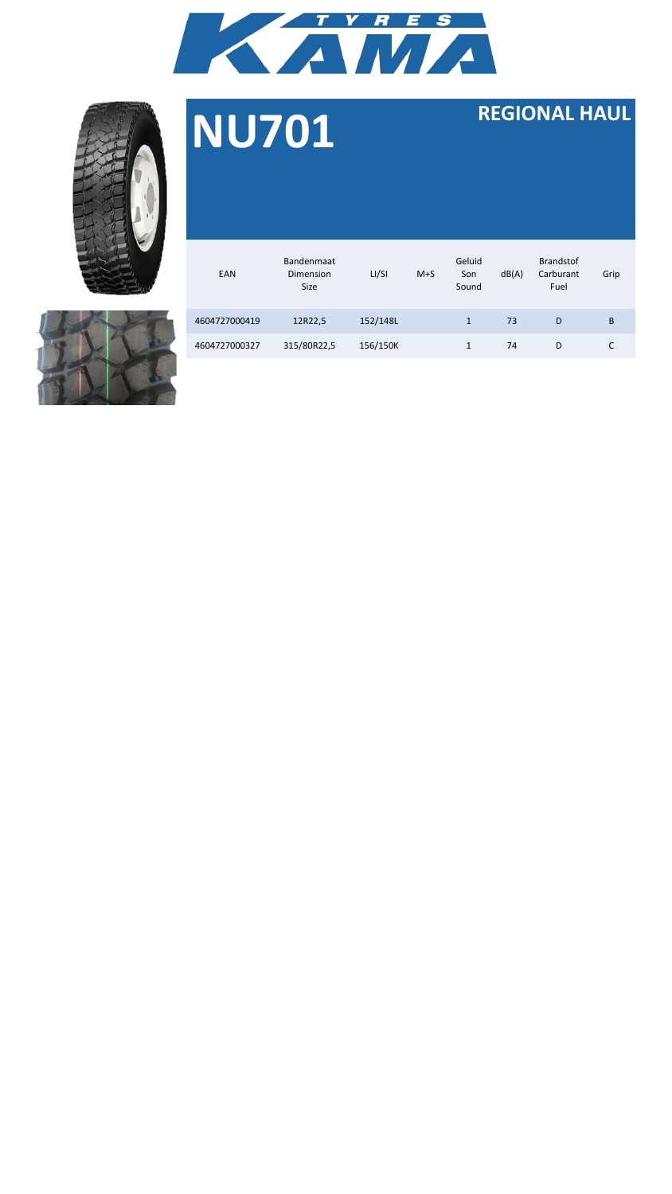# KAMA TYRES

# NU701

## REGIONAL HAUL

| EAN | Bandenmaat Dimension Size | LI/SI | M+S | Geluid Son Sound | dB(A) | Brandstof Carburant Fuel | Grip |
|---|---|---|---|---|---|---|---|
| 4604727000419 | 12R22,5 | 152/148L | | 1 | 73 | D | B |
| 4604727000327 | 315/80R22,5 | 156/150K | | 1 | 74 | D | C |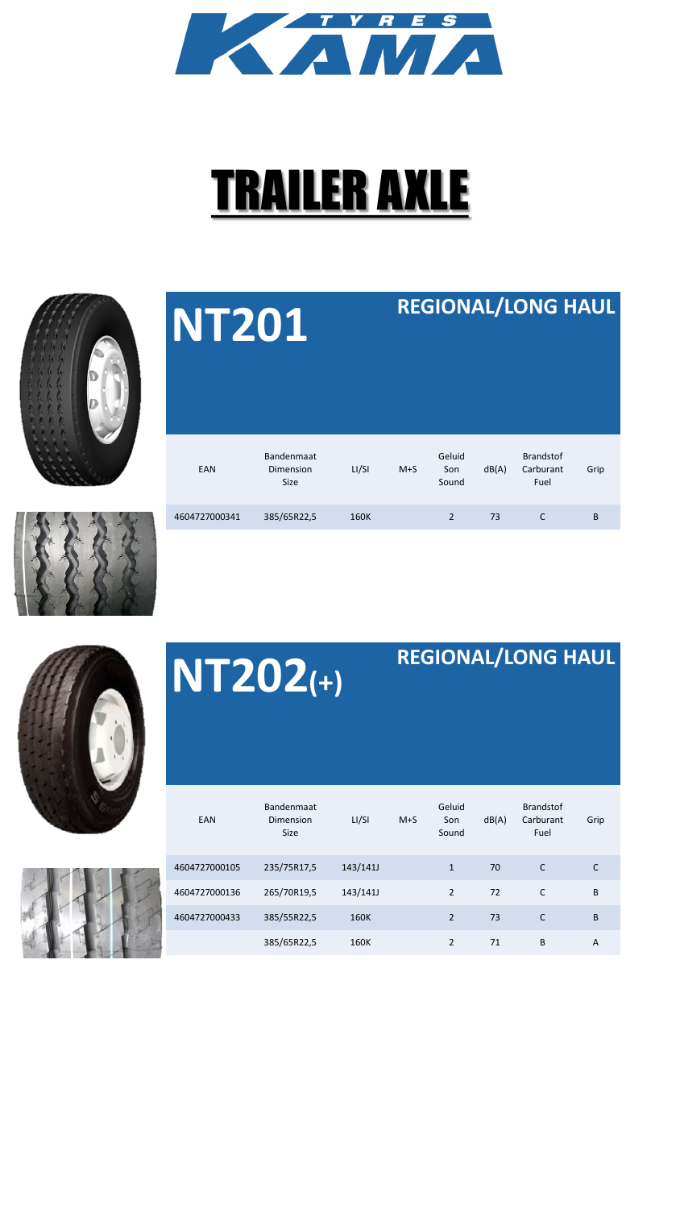KAMA TYRES

# TRAILER AXLE

## NT201

REGIONAL/LONG HAUL

| EAN | Bandenmaat Dimension Size | LI/SI | M+S | Geluid Son Sound | dB(A) | Brandstof Carburant Fuel | Grip |
|---|---|---|---|---|---|---|---|
| 4604727000341 | 385/65R22,5 | 160K | | 2 | 73 | C | B |

## NT202(+)

REGIONAL/LONG HAUL

| EAN | Bandenmaat Dimension Size | LI/SI | M+S | Geluid Son Sound | dB(A) | Brandstof Carburant Fuel | Grip |
|---|---|---|---|---|---|---|---|
| 4604727000105 | 235/75R17,5 | 143/141J | | 1 | 70 | C | C |
| 4604727000136 | 265/70R19,5 | 143/141J | | 2 | 72 | C | B |
| 4604727000433 | 385/55R22,5 | 160K | | 2 | 73 | C | B |
| | 385/65R22,5 | 160K | | 2 | 71 | B | A |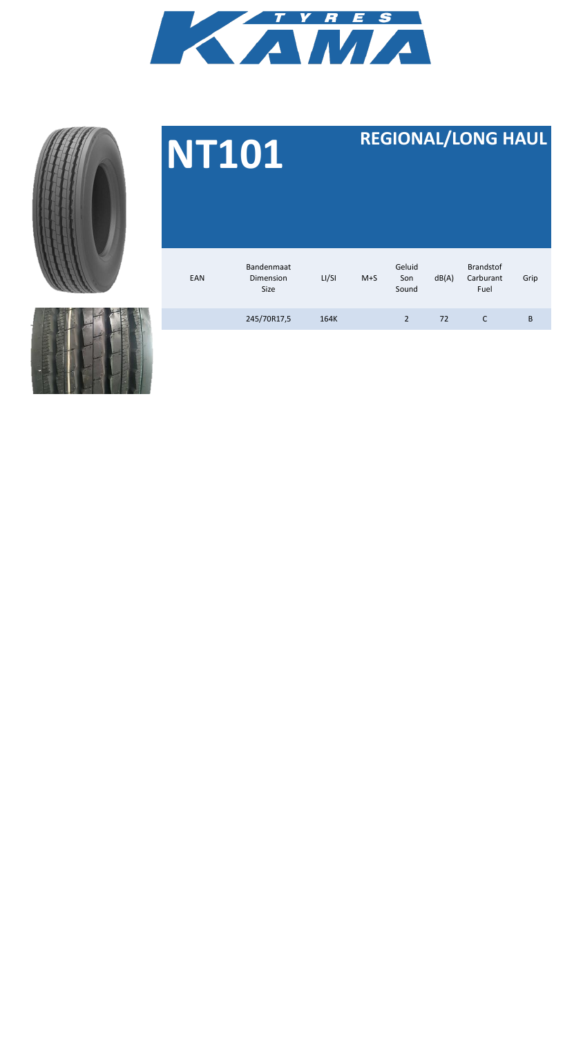# NT101

## REGIONAL/LONG HAUL

| EAN | Bandenmaat Dimension Size | LI/SI | M+S | Geluid Son Sound | dB(A) | Brandstof Carburant Fuel | Grip |
|---|---|---|---|---|---|---|---|
| | 245/70R17,5 | 164K | | 2 | 72 | C | B |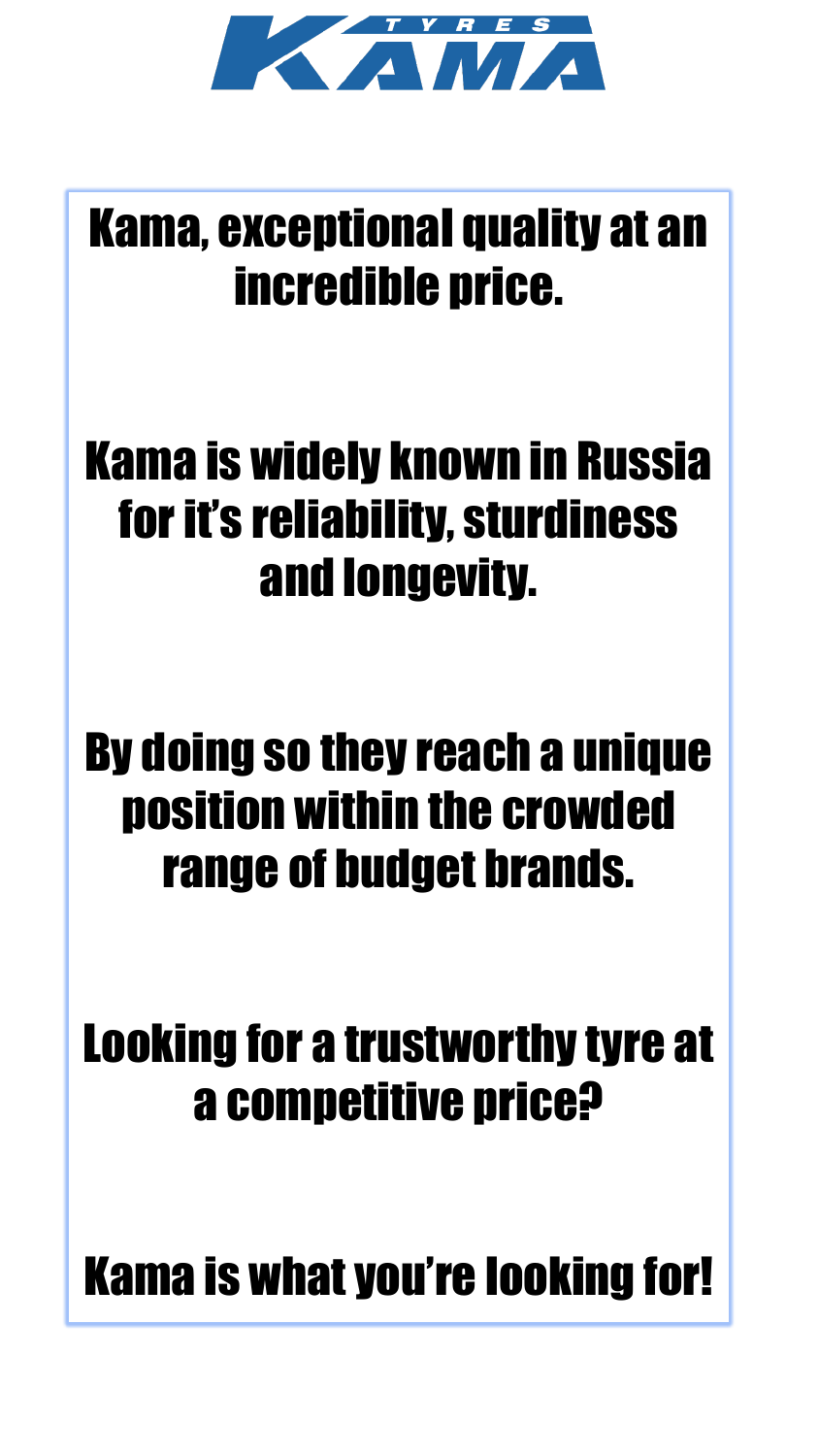KAMA TYRES

Kama, exceptional quality at an incredible price.

Kama is widely known in Russia for it's reliability, sturdiness and longevity.

By doing so they reach a unique position within the crowded range of budget brands.

Looking for a trustworthy tyre at a competitive price?

Kama is what you're looking for!